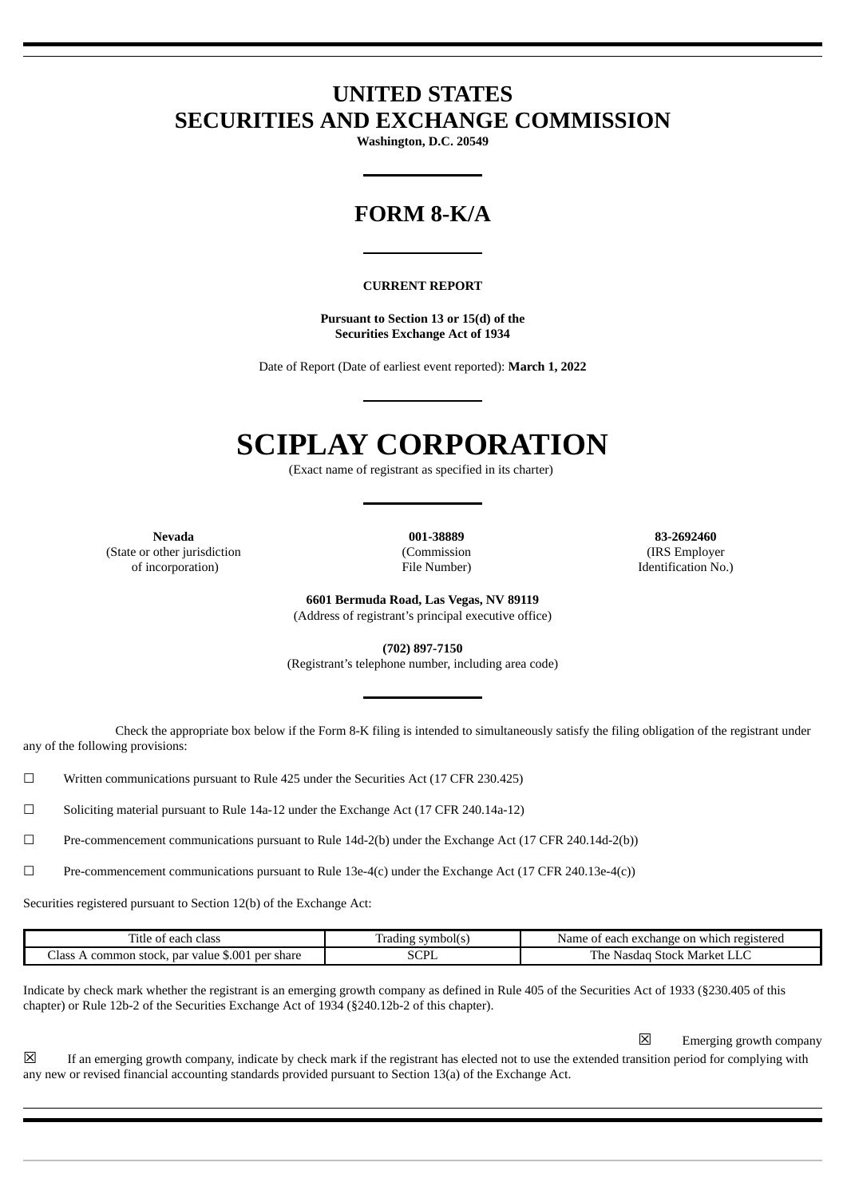# UNITED STATES
# SECURITIES AND EXCHANGE COMMISSION

**Washington, D.C. 20549**

## FORM 8-K/A

**CURRENT REPORT**

**Pursuant to Section 13 or 15(d) of the Securities Exchange Act of 1934**

Date of Report (Date of earliest event reported): **March 1, 2022**

# SCIPLAY CORPORATION

(Exact name of registrant as specified in its charter)

| **Nevada** | **001-38889** | **83-2692460** |
|---|---|---|
| (State or other jurisdiction of incorporation) | (Commission File Number) | (IRS Employer Identification No.) |

**6601 Bermuda Road, Las Vegas, NV 89119**
(Address of registrant's principal executive office)

**(702) 897-7150**
(Registrant's telephone number, including area code)

Check the appropriate box below if the Form 8-K filing is intended to simultaneously satisfy the filing obligation of the registrant under any of the following provisions:

☐ Written communications pursuant to Rule 425 under the Securities Act (17 CFR 230.425)

☐ Soliciting material pursuant to Rule 14a-12 under the Exchange Act (17 CFR 240.14a-12)

☐ Pre-commencement communications pursuant to Rule 14d-2(b) under the Exchange Act (17 CFR 240.14d-2(b))

☐ Pre-commencement communications pursuant to Rule 13e-4(c) under the Exchange Act (17 CFR 240.13e-4(c))

Securities registered pursuant to Section 12(b) of the Exchange Act:

| Title of each class | Trading symbol(s) | Name of each exchange on which registered |
|---|---|---|
| Class A common stock, par value $.001 per share | SCPL | The Nasdaq Stock Market LLC |

Indicate by check mark whether the registrant is an emerging growth company as defined in Rule 405 of the Securities Act of 1933 (§230.405 of this chapter) or Rule 12b-2 of the Securities Exchange Act of 1934 (§240.12b-2 of this chapter).

☒ Emerging growth company

☒ If an emerging growth company, indicate by check mark if the registrant has elected not to use the extended transition period for complying with any new or revised financial accounting standards provided pursuant to Section 13(a) of the Exchange Act.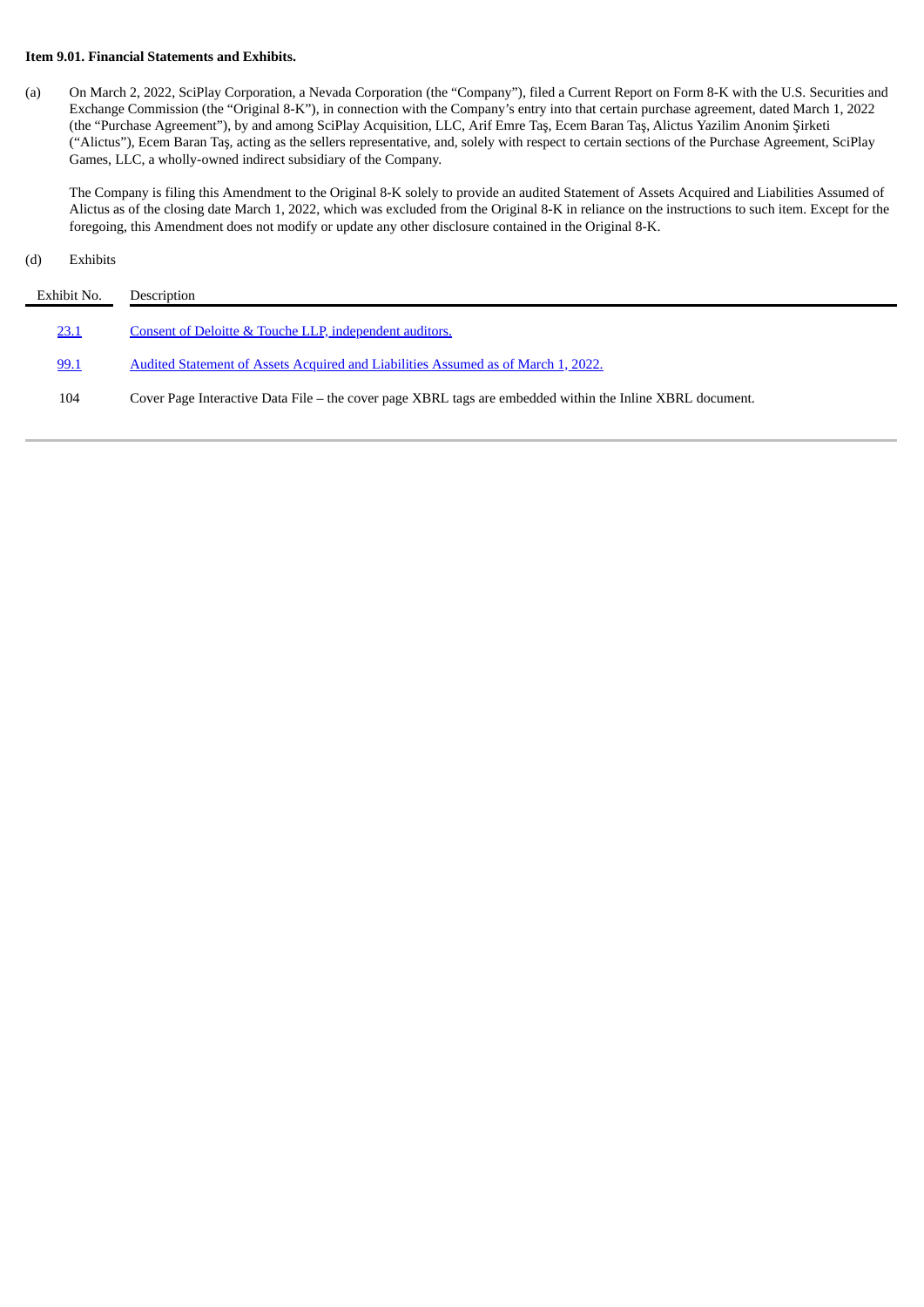**Item 9.01. Financial Statements and Exhibits.**

(a) On March 2, 2022, SciPlay Corporation, a Nevada Corporation (the "Company"), filed a Current Report on Form 8-K with the U.S. Securities and Exchange Commission (the "Original 8-K"), in connection with the Company's entry into that certain purchase agreement, dated March 1, 2022 (the "Purchase Agreement"), by and among SciPlay Acquisition, LLC, Arif Emre Taş, Ecem Baran Taş, Alictus Yazilim Anonim Şirketi ("Alictus"), Ecem Baran Taş, acting as the sellers representative, and, solely with respect to certain sections of the Purchase Agreement, SciPlay Games, LLC, a wholly-owned indirect subsidiary of the Company.

The Company is filing this Amendment to the Original 8-K solely to provide an audited Statement of Assets Acquired and Liabilities Assumed of Alictus as of the closing date March 1, 2022, which was excluded from the Original 8-K in reliance on the instructions to such item. Except for the foregoing, this Amendment does not modify or update any other disclosure contained in the Original 8-K.

(d) Exhibits

| Exhibit No. | Description |
|---|---|
| 23.1 | Consent of Deloitte & Touche LLP, independent auditors. |
| 99.1 | Audited Statement of Assets Acquired and Liabilities Assumed as of March 1, 2022. |
| 104 | Cover Page Interactive Data File – the cover page XBRL tags are embedded within the Inline XBRL document. |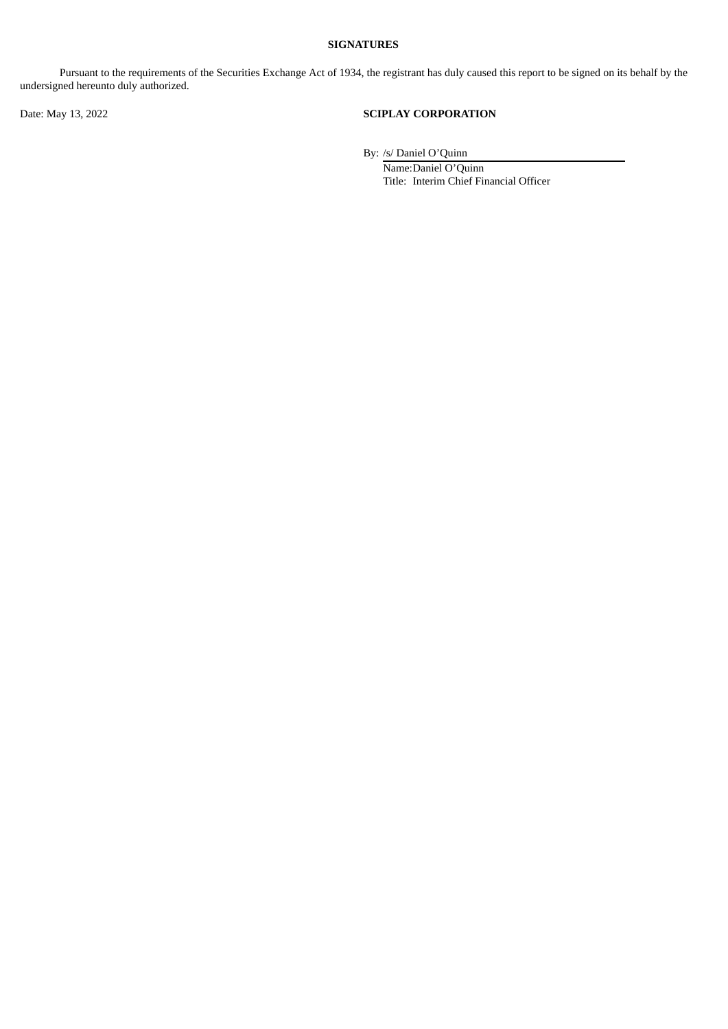**SIGNATURES**

Pursuant to the requirements of the Securities Exchange Act of 1934, the registrant has duly caused this report to be signed on its behalf by the undersigned hereunto duly authorized.

Date: May 13, 2022

**SCIPLAY CORPORATION**

By: /s/ Daniel O'Quinn
Name: Daniel O'Quinn
Title: Interim Chief Financial Officer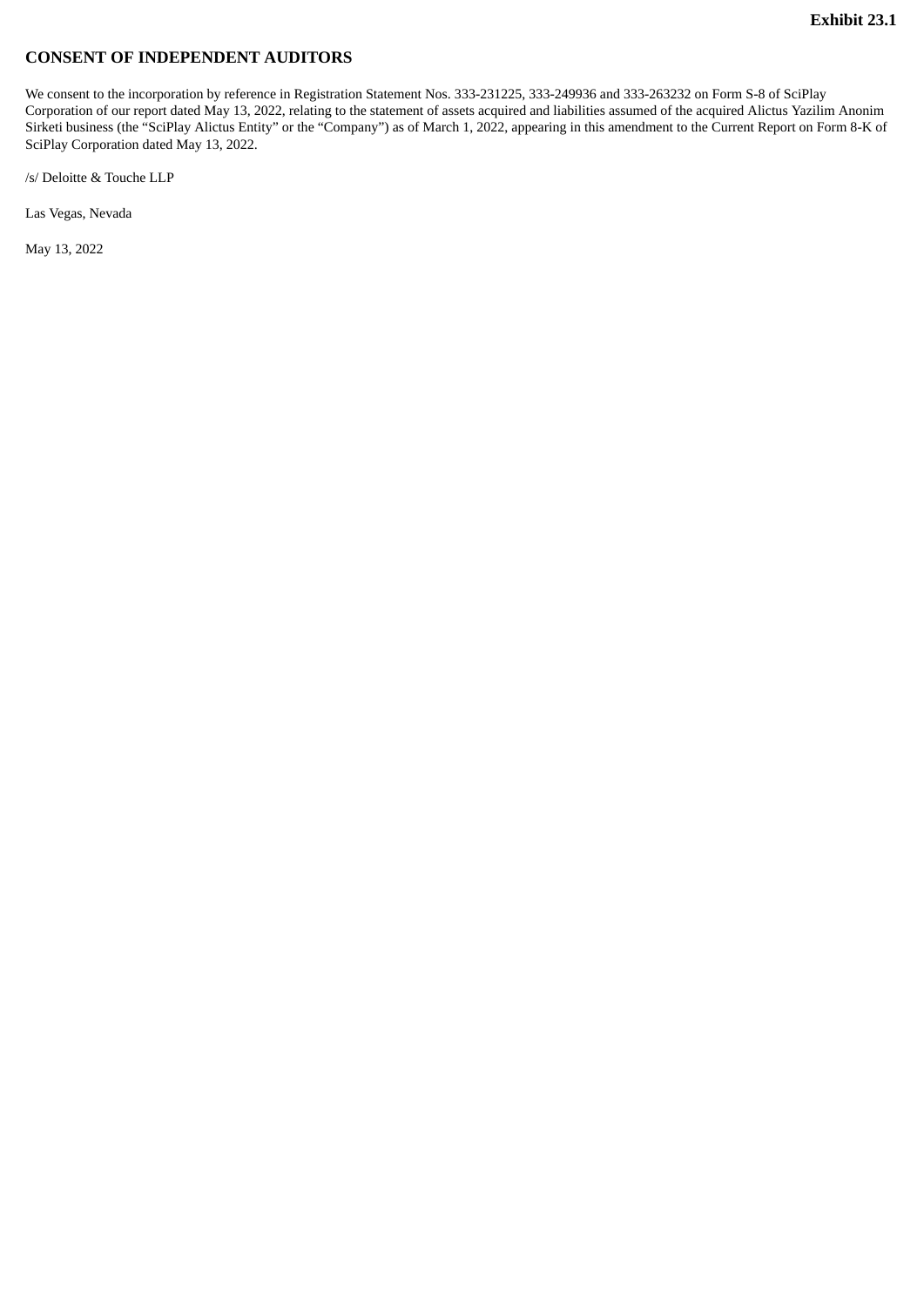**Exhibit 23.1**

## CONSENT OF INDEPENDENT AUDITORS

We consent to the incorporation by reference in Registration Statement Nos. 333-231225, 333-249936 and 333-263232 on Form S-8 of SciPlay Corporation of our report dated May 13, 2022, relating to the statement of assets acquired and liabilities assumed of the acquired Alictus Yazilim Anonim Sirketi business (the "SciPlay Alictus Entity" or the "Company") as of March 1, 2022, appearing in this amendment to the Current Report on Form 8-K of SciPlay Corporation dated May 13, 2022.

/s/ Deloitte & Touche LLP

Las Vegas, Nevada

May 13, 2022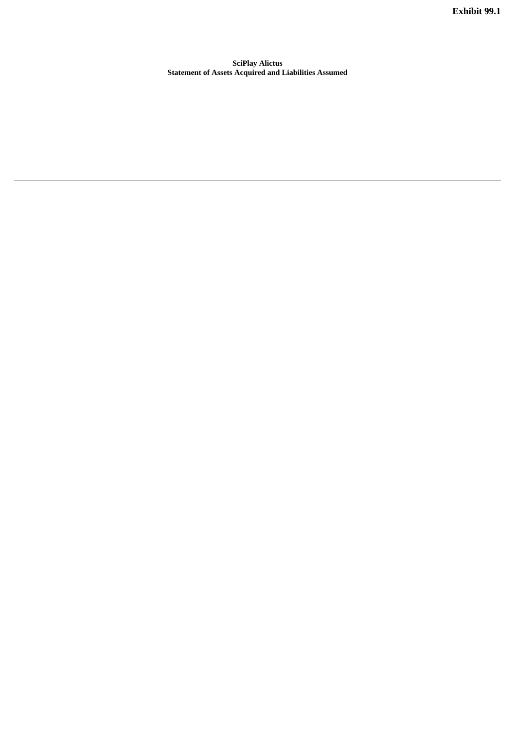**Exhibit 99.1**

**SciPlay Alictus**
**Statement of Assets Acquired and Liabilities Assumed**

---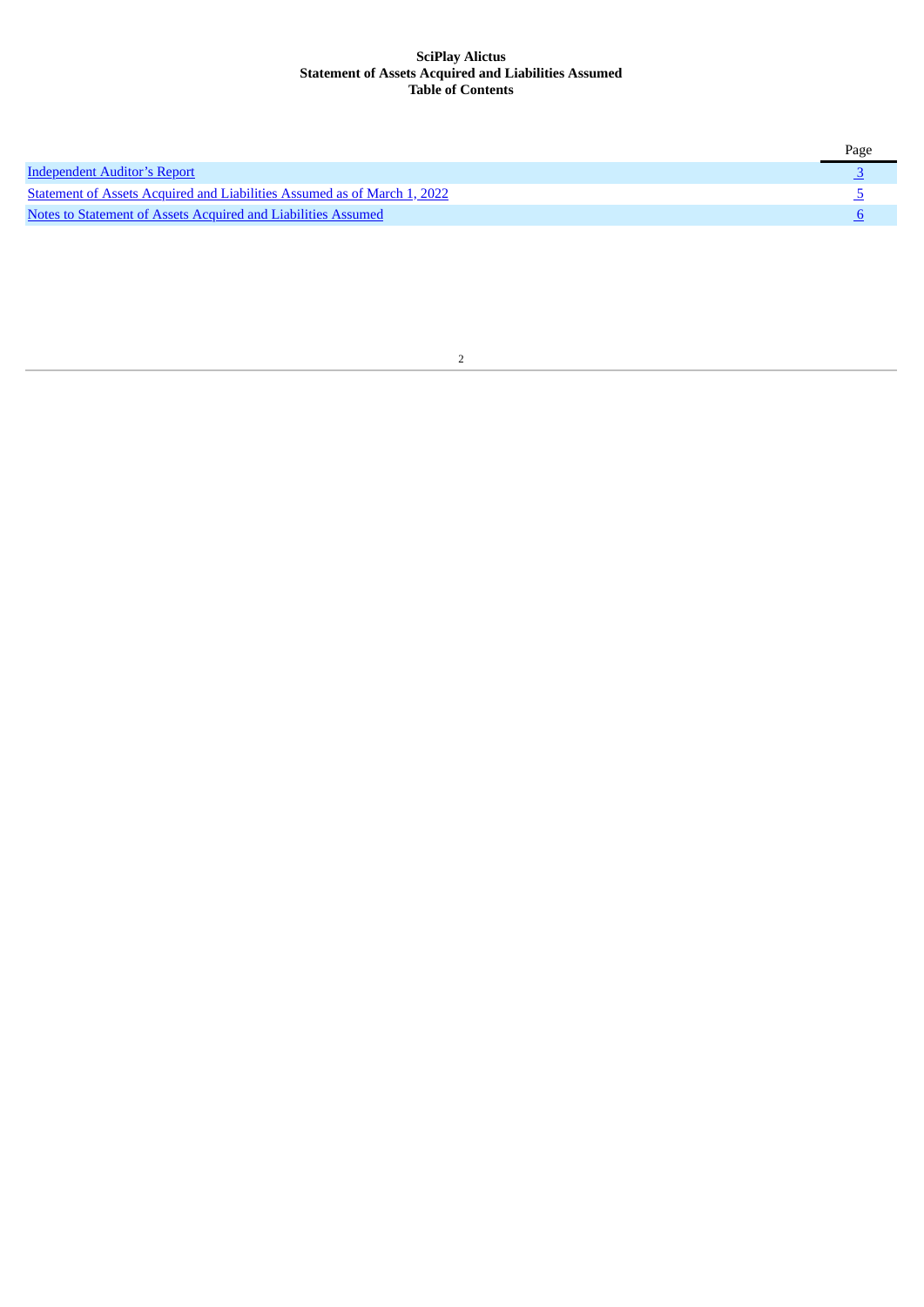**SciPlay Alictus**
**Statement of Assets Acquired and Liabilities Assumed**
**Table of Contents**

| | Page |
|---|---|
| Independent Auditor’s Report | 3 |
| Statement of Assets Acquired and Liabilities Assumed as of March 1, 2022 | 5 |
| Notes to Statement of Assets Acquired and Liabilities Assumed | 6 |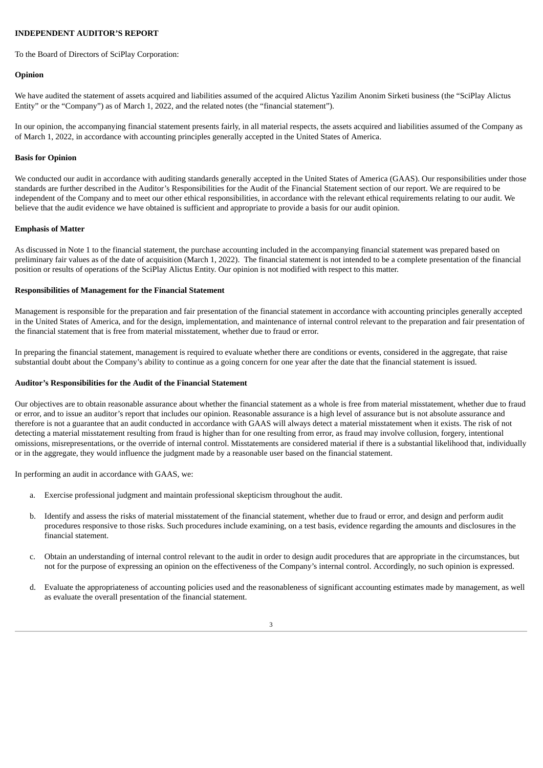**INDEPENDENT AUDITOR'S REPORT**

To the Board of Directors of SciPlay Corporation:

**Opinion**

We have audited the statement of assets acquired and liabilities assumed of the acquired Alictus Yazilim Anonim Sirketi business (the "SciPlay Alictus Entity" or the "Company") as of March 1, 2022, and the related notes (the "financial statement").

In our opinion, the accompanying financial statement presents fairly, in all material respects, the assets acquired and liabilities assumed of the Company as of March 1, 2022, in accordance with accounting principles generally accepted in the United States of America.

**Basis for Opinion**

We conducted our audit in accordance with auditing standards generally accepted in the United States of America (GAAS). Our responsibilities under those standards are further described in the Auditor's Responsibilities for the Audit of the Financial Statement section of our report. We are required to be independent of the Company and to meet our other ethical responsibilities, in accordance with the relevant ethical requirements relating to our audit. We believe that the audit evidence we have obtained is sufficient and appropriate to provide a basis for our audit opinion.

**Emphasis of Matter**

As discussed in Note 1 to the financial statement, the purchase accounting included in the accompanying financial statement was prepared based on preliminary fair values as of the date of acquisition (March 1, 2022). The financial statement is not intended to be a complete presentation of the financial position or results of operations of the SciPlay Alictus Entity. Our opinion is not modified with respect to this matter.

**Responsibilities of Management for the Financial Statement**

Management is responsible for the preparation and fair presentation of the financial statement in accordance with accounting principles generally accepted in the United States of America, and for the design, implementation, and maintenance of internal control relevant to the preparation and fair presentation of the financial statement that is free from material misstatement, whether due to fraud or error.

In preparing the financial statement, management is required to evaluate whether there are conditions or events, considered in the aggregate, that raise substantial doubt about the Company's ability to continue as a going concern for one year after the date that the financial statement is issued.

**Auditor's Responsibilities for the Audit of the Financial Statement**

Our objectives are to obtain reasonable assurance about whether the financial statement as a whole is free from material misstatement, whether due to fraud or error, and to issue an auditor's report that includes our opinion. Reasonable assurance is a high level of assurance but is not absolute assurance and therefore is not a guarantee that an audit conducted in accordance with GAAS will always detect a material misstatement when it exists. The risk of not detecting a material misstatement resulting from fraud is higher than for one resulting from error, as fraud may involve collusion, forgery, intentional omissions, misrepresentations, or the override of internal control. Misstatements are considered material if there is a substantial likelihood that, individually or in the aggregate, they would influence the judgment made by a reasonable user based on the financial statement.

In performing an audit in accordance with GAAS, we:

a. Exercise professional judgment and maintain professional skepticism throughout the audit.

b. Identify and assess the risks of material misstatement of the financial statement, whether due to fraud or error, and design and perform audit procedures responsive to those risks. Such procedures include examining, on a test basis, evidence regarding the amounts and disclosures in the financial statement.

c. Obtain an understanding of internal control relevant to the audit in order to design audit procedures that are appropriate in the circumstances, but not for the purpose of expressing an opinion on the effectiveness of the Company's internal control. Accordingly, no such opinion is expressed.

d. Evaluate the appropriateness of accounting policies used and the reasonableness of significant accounting estimates made by management, as well as evaluate the overall presentation of the financial statement.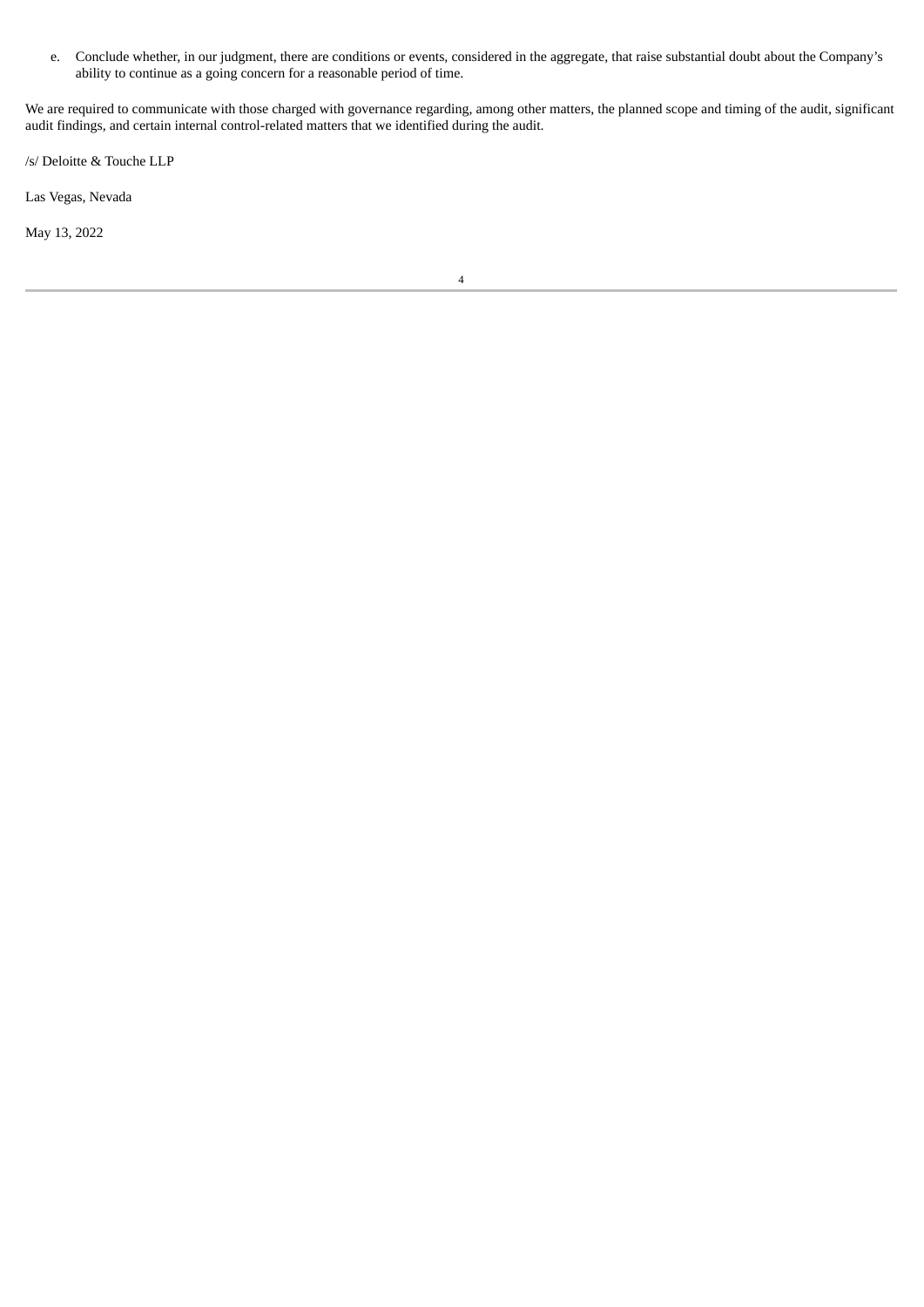e. Conclude whether, in our judgment, there are conditions or events, considered in the aggregate, that raise substantial doubt about the Company's ability to continue as a going concern for a reasonable period of time.

We are required to communicate with those charged with governance regarding, among other matters, the planned scope and timing of the audit, significant audit findings, and certain internal control-related matters that we identified during the audit.

/s/ Deloitte & Touche LLP

Las Vegas, Nevada

May 13, 2022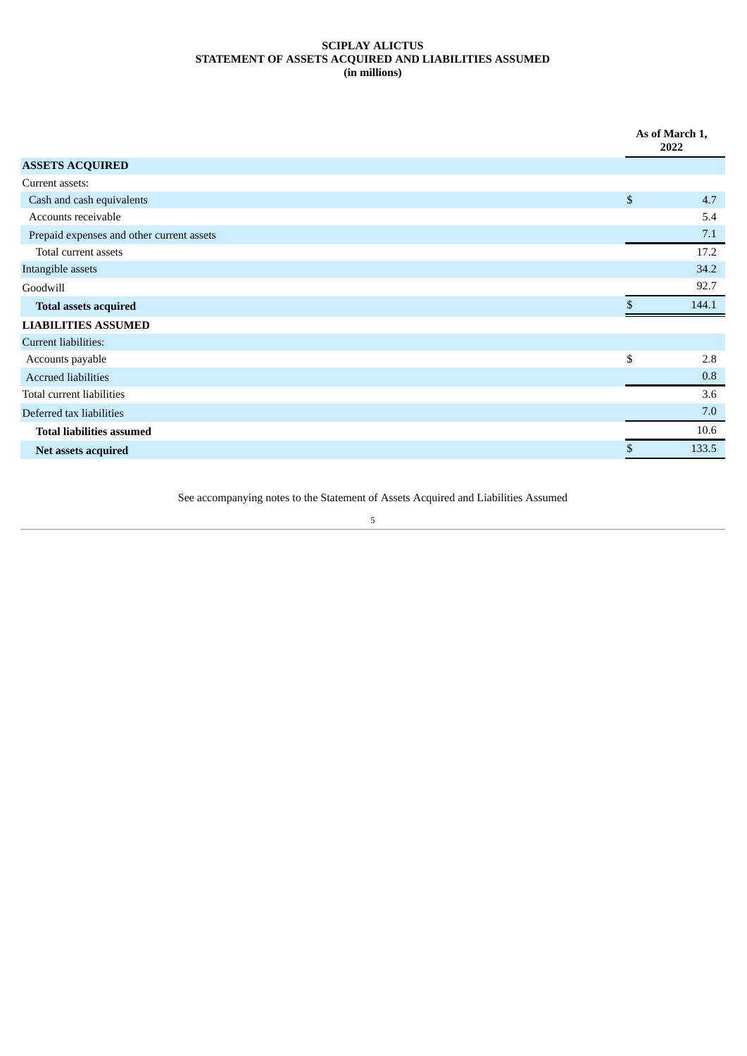**SCIPLAY ALICTUS**
**STATEMENT OF ASSETS ACQUIRED AND LIABILITIES ASSUMED**
**(in millions)**

| | As of March 1, 2022 |
|---|---|
| **ASSETS ACQUIRED** | |
| Current assets: | |
| Cash and cash equivalents | $ 4.7 |
| Accounts receivable | 5.4 |
| Prepaid expenses and other current assets | 7.1 |
| Total current assets | 17.2 |
| Intangible assets | 34.2 |
| Goodwill | 92.7 |
| **Total assets acquired** | $ 144.1 |
| **LIABILITIES ASSUMED** | |
| Current liabilities: | |
| Accounts payable | $ 2.8 |
| Accrued liabilities | 0.8 |
| Total current liabilities | 3.6 |
| Deferred tax liabilities | 7.0 |
| **Total liabilities assumed** | 10.6 |
| **Net assets acquired** | $ 133.5 |

See accompanying notes to the Statement of Assets Acquired and Liabilities Assumed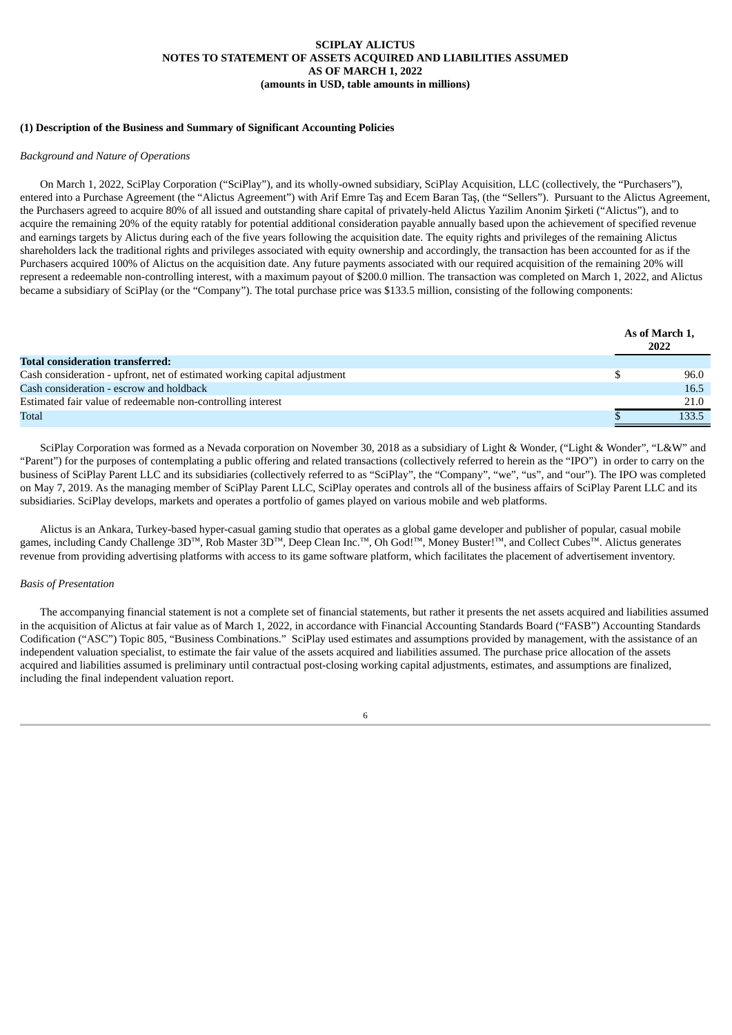**SCIPLAY ALICTUS**
**NOTES TO STATEMENT OF ASSETS ACQUIRED AND LIABILITIES ASSUMED**
**AS OF MARCH 1, 2022**
**(amounts in USD, table amounts in millions)**

## (1) Description of the Business and Summary of Significant Accounting Policies

*Background and Nature of Operations*

On March 1, 2022, SciPlay Corporation ("SciPlay"), and its wholly-owned subsidiary, SciPlay Acquisition, LLC (collectively, the "Purchasers"), entered into a Purchase Agreement (the "Alictus Agreement") with Arif Emre Taş and Ecem Baran Taş, (the "Sellers"). Pursuant to the Alictus Agreement, the Purchasers agreed to acquire 80% of all issued and outstanding share capital of privately-held Alictus Yazilim Anonim Şirketi ("Alictus"), and to acquire the remaining 20% of the equity ratably for potential additional consideration payable annually based upon the achievement of specified revenue and earnings targets by Alictus during each of the five years following the acquisition date. The equity rights and privileges of the remaining Alictus shareholders lack the traditional rights and privileges associated with equity ownership and accordingly, the transaction has been accounted for as if the Purchasers acquired 100% of Alictus on the acquisition date. Any future payments associated with our required acquisition of the remaining 20% will represent a redeemable non-controlling interest, with a maximum payout of $200.0 million. The transaction was completed on March 1, 2022, and Alictus became a subsidiary of SciPlay (or the "Company"). The total purchase price was $133.5 million, consisting of the following components:

| | As of March 1, 2022 |
|---|---|
| **Total consideration transferred:** | |
| Cash consideration - upfront, net of estimated working capital adjustment | $ 96.0 |
| Cash consideration - escrow and holdback | 16.5 |
| Estimated fair value of redeemable non-controlling interest | 21.0 |
| Total | $ 133.5 |

SciPlay Corporation was formed as a Nevada corporation on November 30, 2018 as a subsidiary of Light & Wonder, ("Light & Wonder", "L&W" and "Parent") for the purposes of contemplating a public offering and related transactions (collectively referred to herein as the "IPO") in order to carry on the business of SciPlay Parent LLC and its subsidiaries (collectively referred to as "SciPlay", the "Company", "we", "us", and "our"). The IPO was completed on May 7, 2019. As the managing member of SciPlay Parent LLC, SciPlay operates and controls all of the business affairs of SciPlay Parent LLC and its subsidiaries. SciPlay develops, markets and operates a portfolio of games played on various mobile and web platforms.

Alictus is an Ankara, Turkey-based hyper-casual gaming studio that operates as a global game developer and publisher of popular, casual mobile games, including Candy Challenge 3D™, Rob Master 3D™, Deep Clean Inc.™, Oh God!™, Money Buster!™, and Collect Cubes™. Alictus generates revenue from providing advertising platforms with access to its game software platform, which facilitates the placement of advertisement inventory.

*Basis of Presentation*

The accompanying financial statement is not a complete set of financial statements, but rather it presents the net assets acquired and liabilities assumed in the acquisition of Alictus at fair value as of March 1, 2022, in accordance with Financial Accounting Standards Board ("FASB") Accounting Standards Codification ("ASC") Topic 805, "Business Combinations." SciPlay used estimates and assumptions provided by management, with the assistance of an independent valuation specialist, to estimate the fair value of the assets acquired and liabilities assumed. The purchase price allocation of the assets acquired and liabilities assumed is preliminary until contractual post-closing working capital adjustments, estimates, and assumptions are finalized, including the final independent valuation report.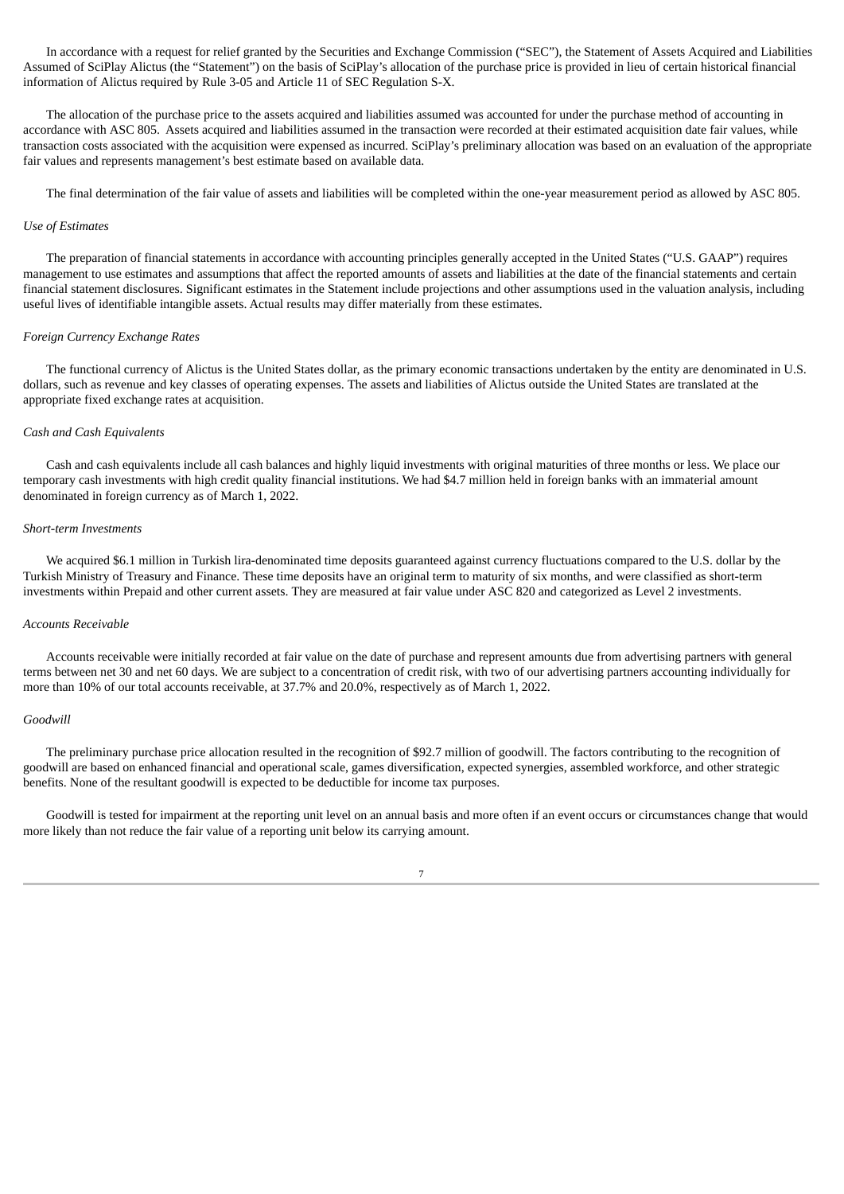In accordance with a request for relief granted by the Securities and Exchange Commission ("SEC"), the Statement of Assets Acquired and Liabilities Assumed of SciPlay Alictus (the "Statement") on the basis of SciPlay's allocation of the purchase price is provided in lieu of certain historical financial information of Alictus required by Rule 3-05 and Article 11 of SEC Regulation S-X.

The allocation of the purchase price to the assets acquired and liabilities assumed was accounted for under the purchase method of accounting in accordance with ASC 805. Assets acquired and liabilities assumed in the transaction were recorded at their estimated acquisition date fair values, while transaction costs associated with the acquisition were expensed as incurred. SciPlay's preliminary allocation was based on an evaluation of the appropriate fair values and represents management's best estimate based on available data.

The final determination of the fair value of assets and liabilities will be completed within the one-year measurement period as allowed by ASC 805.

*Use of Estimates*

The preparation of financial statements in accordance with accounting principles generally accepted in the United States ("U.S. GAAP") requires management to use estimates and assumptions that affect the reported amounts of assets and liabilities at the date of the financial statements and certain financial statement disclosures. Significant estimates in the Statement include projections and other assumptions used in the valuation analysis, including useful lives of identifiable intangible assets. Actual results may differ materially from these estimates.

*Foreign Currency Exchange Rates*

The functional currency of Alictus is the United States dollar, as the primary economic transactions undertaken by the entity are denominated in U.S. dollars, such as revenue and key classes of operating expenses. The assets and liabilities of Alictus outside the United States are translated at the appropriate fixed exchange rates at acquisition.

*Cash and Cash Equivalents*

Cash and cash equivalents include all cash balances and highly liquid investments with original maturities of three months or less. We place our temporary cash investments with high credit quality financial institutions. We had $4.7 million held in foreign banks with an immaterial amount denominated in foreign currency as of March 1, 2022.

*Short-term Investments*

We acquired $6.1 million in Turkish lira-denominated time deposits guaranteed against currency fluctuations compared to the U.S. dollar by the Turkish Ministry of Treasury and Finance. These time deposits have an original term to maturity of six months, and were classified as short-term investments within Prepaid and other current assets. They are measured at fair value under ASC 820 and categorized as Level 2 investments.

*Accounts Receivable*

Accounts receivable were initially recorded at fair value on the date of purchase and represent amounts due from advertising partners with general terms between net 30 and net 60 days. We are subject to a concentration of credit risk, with two of our advertising partners accounting individually for more than 10% of our total accounts receivable, at 37.7% and 20.0%, respectively as of March 1, 2022.

*Goodwill*

The preliminary purchase price allocation resulted in the recognition of $92.7 million of goodwill. The factors contributing to the recognition of goodwill are based on enhanced financial and operational scale, games diversification, expected synergies, assembled workforce, and other strategic benefits. None of the resultant goodwill is expected to be deductible for income tax purposes.

Goodwill is tested for impairment at the reporting unit level on an annual basis and more often if an event occurs or circumstances change that would more likely than not reduce the fair value of a reporting unit below its carrying amount.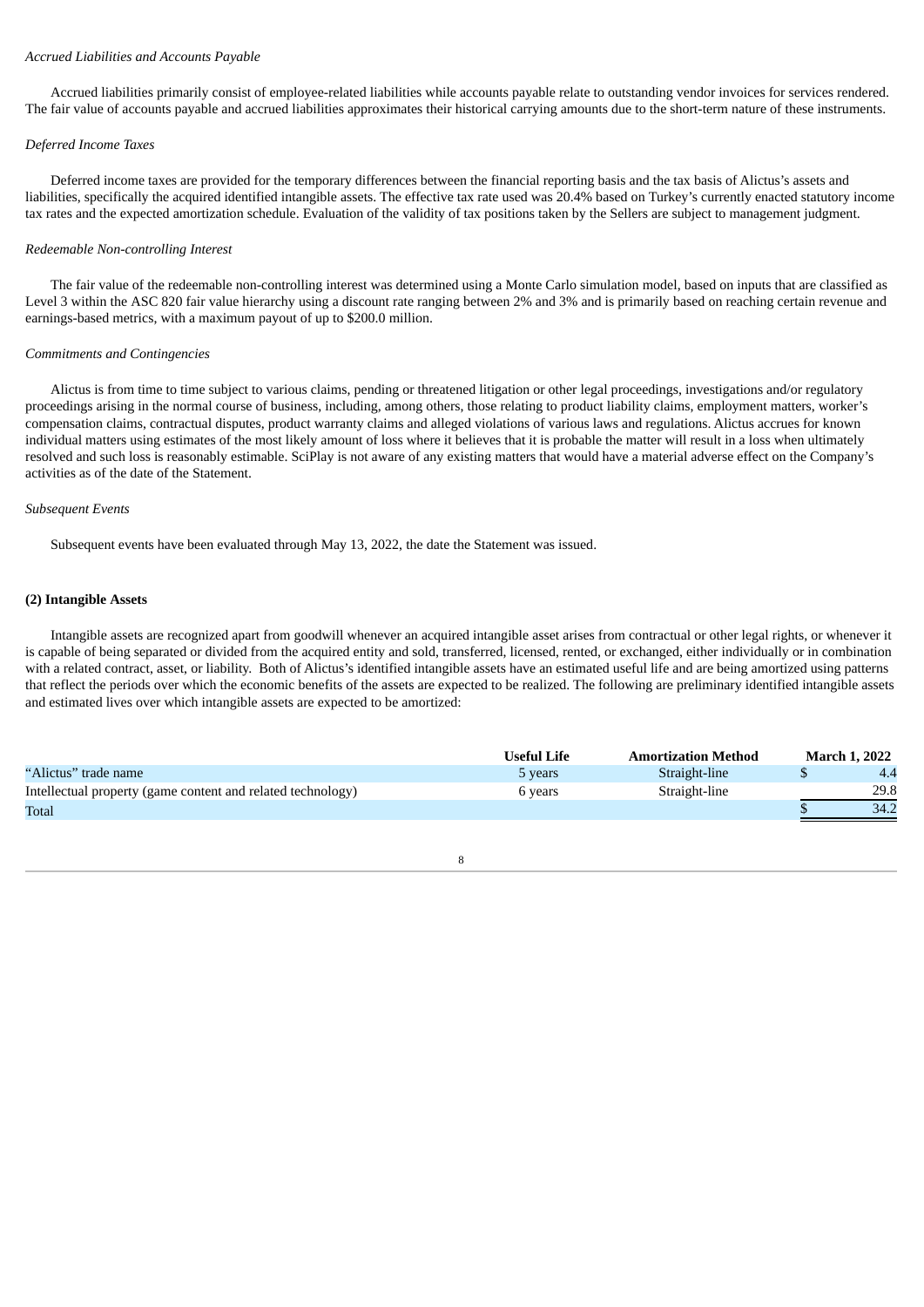*Accrued Liabilities and Accounts Payable*

Accrued liabilities primarily consist of employee-related liabilities while accounts payable relate to outstanding vendor invoices for services rendered. The fair value of accounts payable and accrued liabilities approximates their historical carrying amounts due to the short-term nature of these instruments.

*Deferred Income Taxes*

Deferred income taxes are provided for the temporary differences between the financial reporting basis and the tax basis of Alictus's assets and liabilities, specifically the acquired identified intangible assets. The effective tax rate used was 20.4% based on Turkey's currently enacted statutory income tax rates and the expected amortization schedule. Evaluation of the validity of tax positions taken by the Sellers are subject to management judgment.

*Redeemable Non-controlling Interest*

The fair value of the redeemable non-controlling interest was determined using a Monte Carlo simulation model, based on inputs that are classified as Level 3 within the ASC 820 fair value hierarchy using a discount rate ranging between 2% and 3% and is primarily based on reaching certain revenue and earnings-based metrics, with a maximum payout of up to $200.0 million.

*Commitments and Contingencies*

Alictus is from time to time subject to various claims, pending or threatened litigation or other legal proceedings, investigations and/or regulatory proceedings arising in the normal course of business, including, among others, those relating to product liability claims, employment matters, worker's compensation claims, contractual disputes, product warranty claims and alleged violations of various laws and regulations. Alictus accrues for known individual matters using estimates of the most likely amount of loss where it believes that it is probable the matter will result in a loss when ultimately resolved and such loss is reasonably estimable. SciPlay is not aware of any existing matters that would have a material adverse effect on the Company's activities as of the date of the Statement.

*Subsequent Events*

Subsequent events have been evaluated through May 13, 2022, the date the Statement was issued.

**(2) Intangible Assets**

Intangible assets are recognized apart from goodwill whenever an acquired intangible asset arises from contractual or other legal rights, or whenever it is capable of being separated or divided from the acquired entity and sold, transferred, licensed, rented, or exchanged, either individually or in combination with a related contract, asset, or liability. Both of Alictus's identified intangible assets have an estimated useful life and are being amortized using patterns that reflect the periods over which the economic benefits of the assets are expected to be realized. The following are preliminary identified intangible assets and estimated lives over which intangible assets are expected to be amortized:

| | Useful Life | Amortization Method | March 1, 2022 |
|---|---|---|---|
| "Alictus" trade name | 5 years | Straight-line | $ 4.4 |
| Intellectual property (game content and related technology) | 6 years | Straight-line | 29.8 |
| Total | | | $ 34.2 |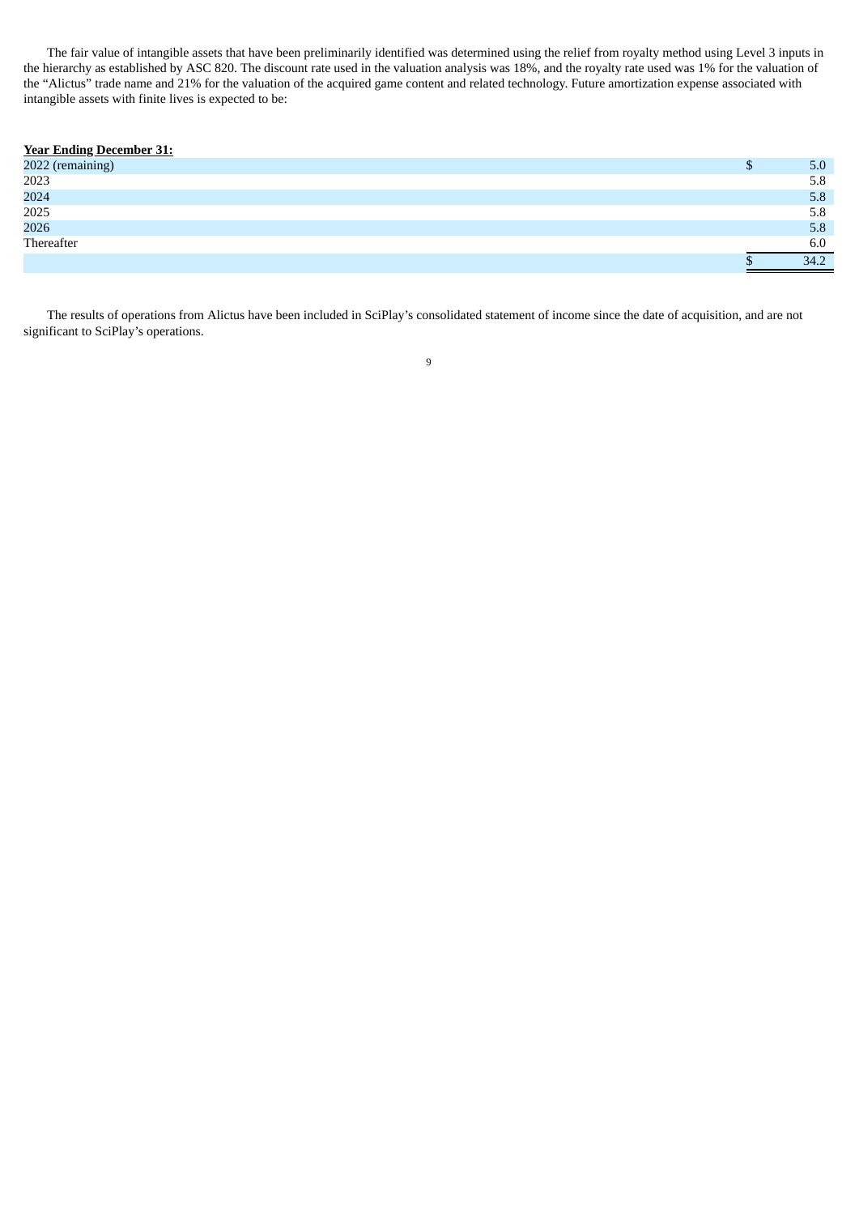The fair value of intangible assets that have been preliminarily identified was determined using the relief from royalty method using Level 3 inputs in the hierarchy as established by ASC 820. The discount rate used in the valuation analysis was 18%, and the royalty rate used was 1% for the valuation of the "Alictus" trade name and 21% for the valuation of the acquired game content and related technology. Future amortization expense associated with intangible assets with finite lives is expected to be:

| **Year Ending December 31:** | |
|---|---|
| 2022 (remaining) | $ 5.0 |
| 2023 | 5.8 |
| 2024 | 5.8 |
| 2025 | 5.8 |
| 2026 | 5.8 |
| Thereafter | 6.0 |
| | $ 34.2 |

The results of operations from Alictus have been included in SciPlay's consolidated statement of income since the date of acquisition, and are not significant to SciPlay's operations.